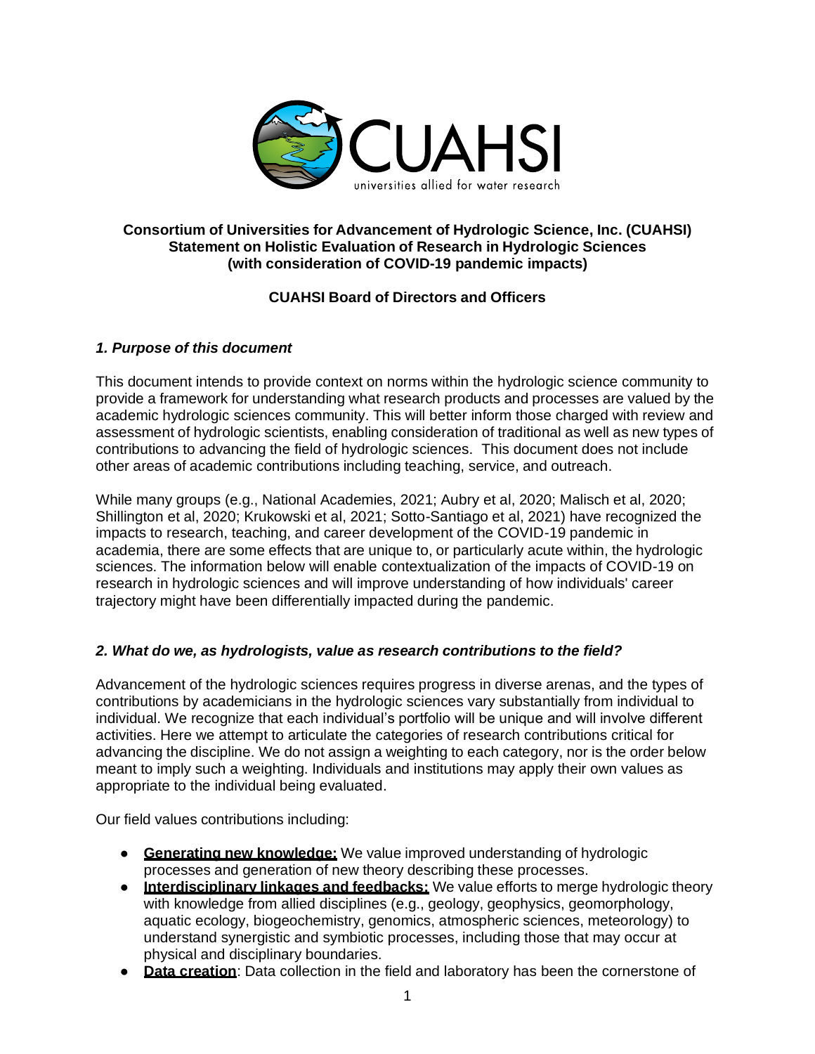**Consortium of Universities for Advancement of Hydrologic Science, Inc. (CUAHSI)**
**Statement on Holistic Evaluation of Research in Hydrologic Sciences**
**(with consideration of COVID-19 pandemic impacts)**

**CUAHSI Board of Directors and Officers**

## *1. Purpose of this document*

This document intends to provide context on norms within the hydrologic science community to provide a framework for understanding what research products and processes are valued by the academic hydrologic sciences community. This will better inform those charged with review and assessment of hydrologic scientists, enabling consideration of traditional as well as new types of contributions to advancing the field of hydrologic sciences. This document does not include other areas of academic contributions including teaching, service, and outreach.

While many groups (e.g., National Academies, 2021; Aubry et al, 2020; Malisch et al, 2020; Shillington et al, 2020; Krukowski et al, 2021; Sotto-Santiago et al, 2021) have recognized the impacts to research, teaching, and career development of the COVID-19 pandemic in academia, there are some effects that are unique to, or particularly acute within, the hydrologic sciences. The information below will enable contextualization of the impacts of COVID-19 on research in hydrologic sciences and will improve understanding of how individuals' career trajectory might have been differentially impacted during the pandemic.

## *2. What do we, as hydrologists, value as research contributions to the field?*

Advancement of the hydrologic sciences requires progress in diverse arenas, and the types of contributions by academicians in the hydrologic sciences vary substantially from individual to individual. We recognize that each individual's portfolio will be unique and will involve different activities. Here we attempt to articulate the categories of research contributions critical for advancing the discipline. We do not assign a weighting to each category, nor is the order below meant to imply such a weighting. Individuals and institutions may apply their own values as appropriate to the individual being evaluated.

Our field values contributions including:

- **Generating new knowledge:** We value improved understanding of hydrologic processes and generation of new theory describing these processes.
- **Interdisciplinary linkages and feedbacks:** We value efforts to merge hydrologic theory with knowledge from allied disciplines (e.g., geology, geophysics, geomorphology, aquatic ecology, biogeochemistry, genomics, atmospheric sciences, meteorology) to understand synergistic and symbiotic processes, including those that may occur at physical and disciplinary boundaries.
- **Data creation**: Data collection in the field and laboratory has been the cornerstone of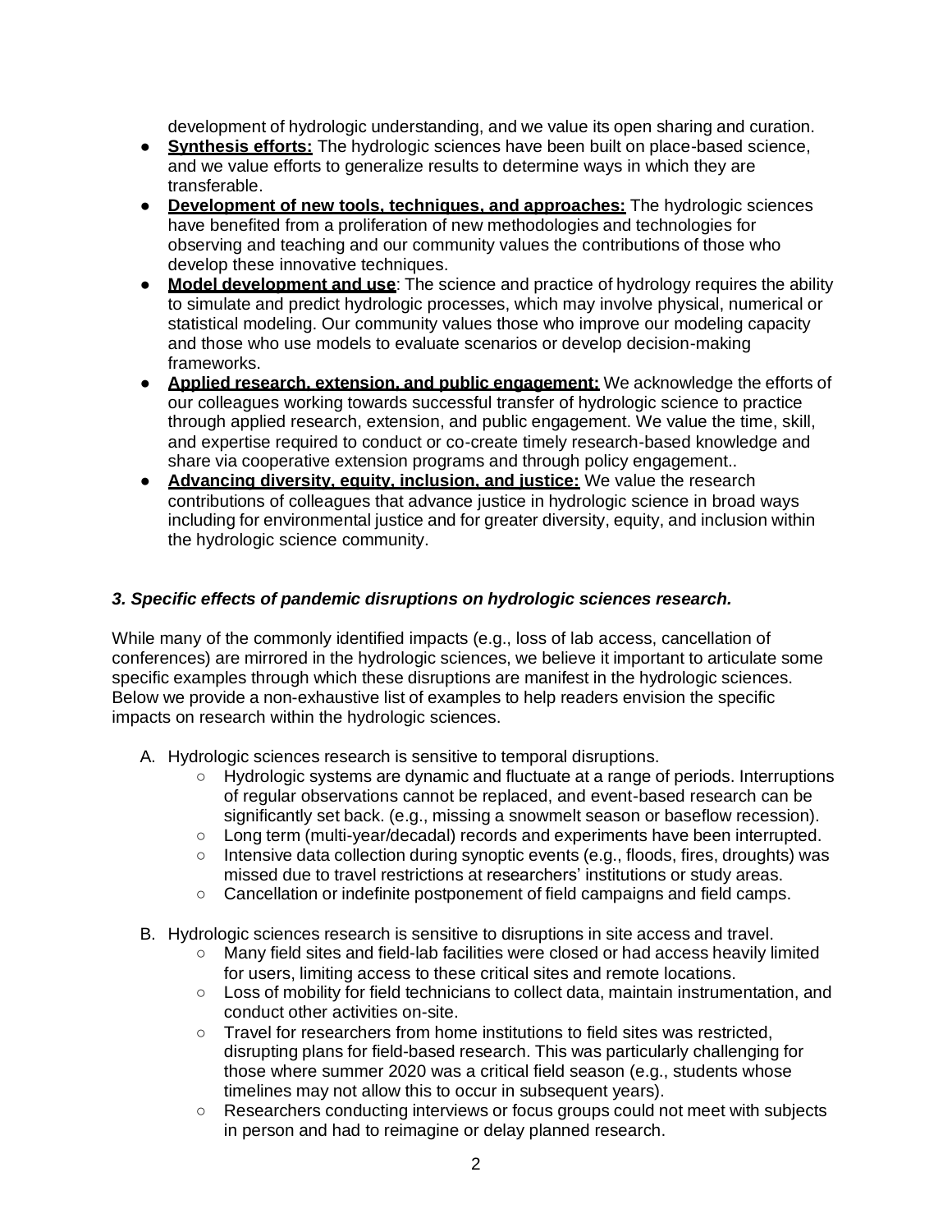development of hydrologic understanding, and we value its open sharing and curation.

- **Synthesis efforts:** The hydrologic sciences have been built on place-based science, and we value efforts to generalize results to determine ways in which they are transferable.
- **Development of new tools, techniques, and approaches:** The hydrologic sciences have benefited from a proliferation of new methodologies and technologies for observing and teaching and our community values the contributions of those who develop these innovative techniques.
- **Model development and use**: The science and practice of hydrology requires the ability to simulate and predict hydrologic processes, which may involve physical, numerical or statistical modeling. Our community values those who improve our modeling capacity and those who use models to evaluate scenarios or develop decision-making frameworks.
- **Applied research, extension, and public engagement:** We acknowledge the efforts of our colleagues working towards successful transfer of hydrologic science to practice through applied research, extension, and public engagement. We value the time, skill, and expertise required to conduct or co-create timely research-based knowledge and share via cooperative extension programs and through policy engagement..
- **Advancing diversity, equity, inclusion, and justice:** We value the research contributions of colleagues that advance justice in hydrologic science in broad ways including for environmental justice and for greater diversity, equity, and inclusion within the hydrologic science community.

### *3. Specific effects of pandemic disruptions on hydrologic sciences research.*

While many of the commonly identified impacts (e.g., loss of lab access, cancellation of conferences) are mirrored in the hydrologic sciences, we believe it important to articulate some specific examples through which these disruptions are manifest in the hydrologic sciences. Below we provide a non-exhaustive list of examples to help readers envision the specific impacts on research within the hydrologic sciences.

A. Hydrologic sciences research is sensitive to temporal disruptions.
   - Hydrologic systems are dynamic and fluctuate at a range of periods. Interruptions of regular observations cannot be replaced, and event-based research can be significantly set back. (e.g., missing a snowmelt season or baseflow recession).
   - Long term (multi-year/decadal) records and experiments have been interrupted.
   - Intensive data collection during synoptic events (e.g., floods, fires, droughts) was missed due to travel restrictions at researchers' institutions or study areas.
   - Cancellation or indefinite postponement of field campaigns and field camps.

B. Hydrologic sciences research is sensitive to disruptions in site access and travel.
   - Many field sites and field-lab facilities were closed or had access heavily limited for users, limiting access to these critical sites and remote locations.
   - Loss of mobility for field technicians to collect data, maintain instrumentation, and conduct other activities on-site.
   - Travel for researchers from home institutions to field sites was restricted, disrupting plans for field-based research. This was particularly challenging for those where summer 2020 was a critical field season (e.g., students whose timelines may not allow this to occur in subsequent years).
   - Researchers conducting interviews or focus groups could not meet with subjects in person and had to reimagine or delay planned research.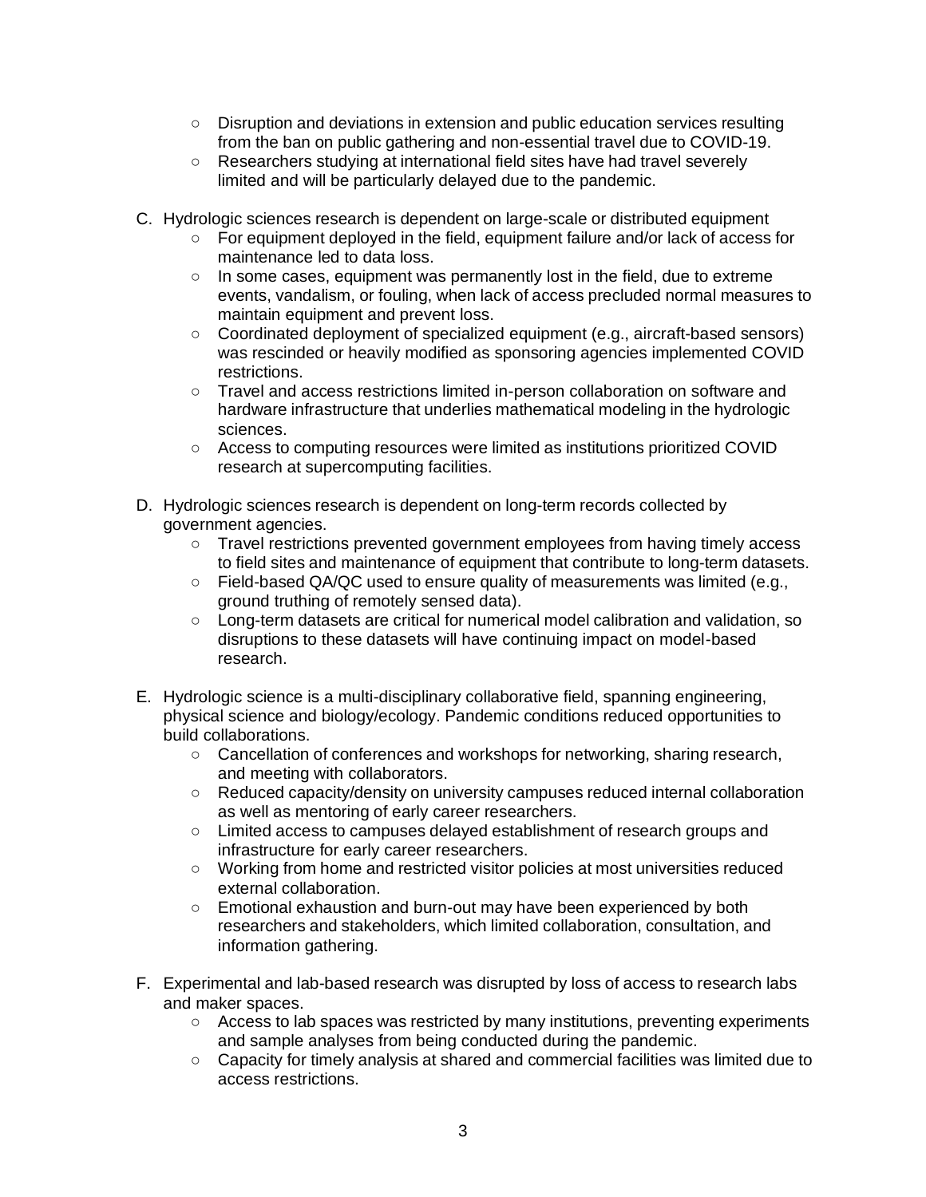- Disruption and deviations in extension and public education services resulting from the ban on public gathering and non-essential travel due to COVID-19.
  - Researchers studying at international field sites have had travel severely limited and will be particularly delayed due to the pandemic.

C. Hydrologic sciences research is dependent on large-scale or distributed equipment
  - For equipment deployed in the field, equipment failure and/or lack of access for maintenance led to data loss.
  - In some cases, equipment was permanently lost in the field, due to extreme events, vandalism, or fouling, when lack of access precluded normal measures to maintain equipment and prevent loss.
  - Coordinated deployment of specialized equipment (e.g., aircraft-based sensors) was rescinded or heavily modified as sponsoring agencies implemented COVID restrictions.
  - Travel and access restrictions limited in-person collaboration on software and hardware infrastructure that underlies mathematical modeling in the hydrologic sciences.
  - Access to computing resources were limited as institutions prioritized COVID research at supercomputing facilities.

D. Hydrologic sciences research is dependent on long-term records collected by government agencies.
  - Travel restrictions prevented government employees from having timely access to field sites and maintenance of equipment that contribute to long-term datasets.
  - Field-based QA/QC used to ensure quality of measurements was limited (e.g., ground truthing of remotely sensed data).
  - Long-term datasets are critical for numerical model calibration and validation, so disruptions to these datasets will have continuing impact on model-based research.

E. Hydrologic science is a multi-disciplinary collaborative field, spanning engineering, physical science and biology/ecology. Pandemic conditions reduced opportunities to build collaborations.
  - Cancellation of conferences and workshops for networking, sharing research, and meeting with collaborators.
  - Reduced capacity/density on university campuses reduced internal collaboration as well as mentoring of early career researchers.
  - Limited access to campuses delayed establishment of research groups and infrastructure for early career researchers.
  - Working from home and restricted visitor policies at most universities reduced external collaboration.
  - Emotional exhaustion and burn-out may have been experienced by both researchers and stakeholders, which limited collaboration, consultation, and information gathering.

F. Experimental and lab-based research was disrupted by loss of access to research labs and maker spaces.
  - Access to lab spaces was restricted by many institutions, preventing experiments and sample analyses from being conducted during the pandemic.
  - Capacity for timely analysis at shared and commercial facilities was limited due to access restrictions.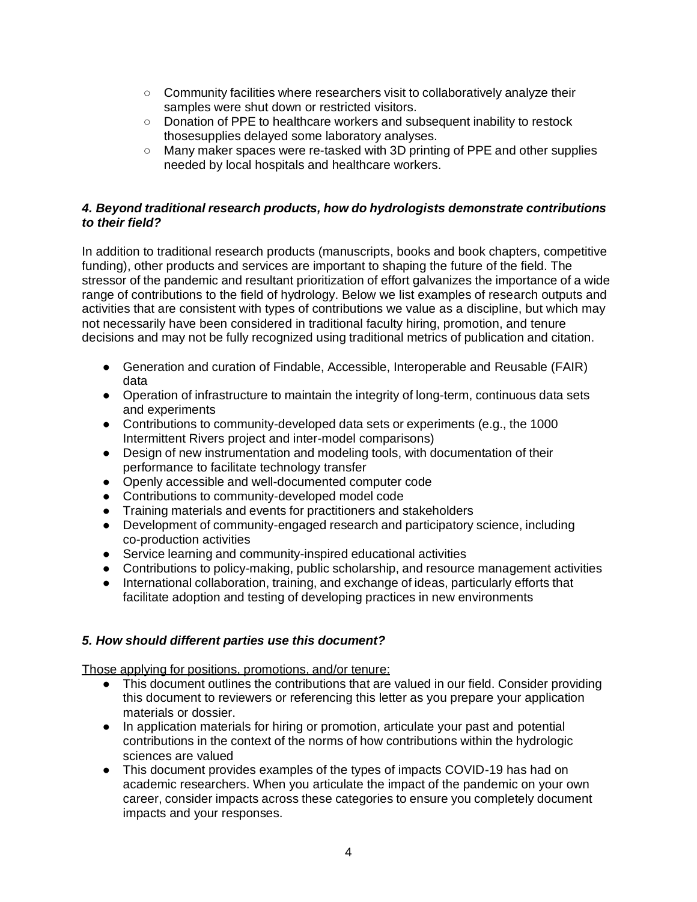- Community facilities where researchers visit to collaboratively analyze their samples were shut down or restricted visitors.
    - Donation of PPE to healthcare workers and subsequent inability to restock thosesupplies delayed some laboratory analyses.
    - Many maker spaces were re-tasked with 3D printing of PPE and other supplies needed by local hospitals and healthcare workers.

### *4. Beyond traditional research products, how do hydrologists demonstrate contributions to their field?*

In addition to traditional research products (manuscripts, books and book chapters, competitive funding), other products and services are important to shaping the future of the field. The stressor of the pandemic and resultant prioritization of effort galvanizes the importance of a wide range of contributions to the field of hydrology. Below we list examples of research outputs and activities that are consistent with types of contributions we value as a discipline, but which may not necessarily have been considered in traditional faculty hiring, promotion, and tenure decisions and may not be fully recognized using traditional metrics of publication and citation.

- Generation and curation of Findable, Accessible, Interoperable and Reusable (FAIR) data
- Operation of infrastructure to maintain the integrity of long-term, continuous data sets and experiments
- Contributions to community-developed data sets or experiments (e.g., the 1000 Intermittent Rivers project and inter-model comparisons)
- Design of new instrumentation and modeling tools, with documentation of their performance to facilitate technology transfer
- Openly accessible and well-documented computer code
- Contributions to community-developed model code
- Training materials and events for practitioners and stakeholders
- Development of community-engaged research and participatory science, including co-production activities
- Service learning and community-inspired educational activities
- Contributions to policy-making, public scholarship, and resource management activities
- International collaboration, training, and exchange of ideas, particularly efforts that facilitate adoption and testing of developing practices in new environments

### *5. How should different parties use this document?*

<u>Those applying for positions, promotions, and/or tenure:</u>

- This document outlines the contributions that are valued in our field. Consider providing this document to reviewers or referencing this letter as you prepare your application materials or dossier.
- In application materials for hiring or promotion, articulate your past and potential contributions in the context of the norms of how contributions within the hydrologic sciences are valued
- This document provides examples of the types of impacts COVID-19 has had on academic researchers. When you articulate the impact of the pandemic on your own career, consider impacts across these categories to ensure you completely document impacts and your responses.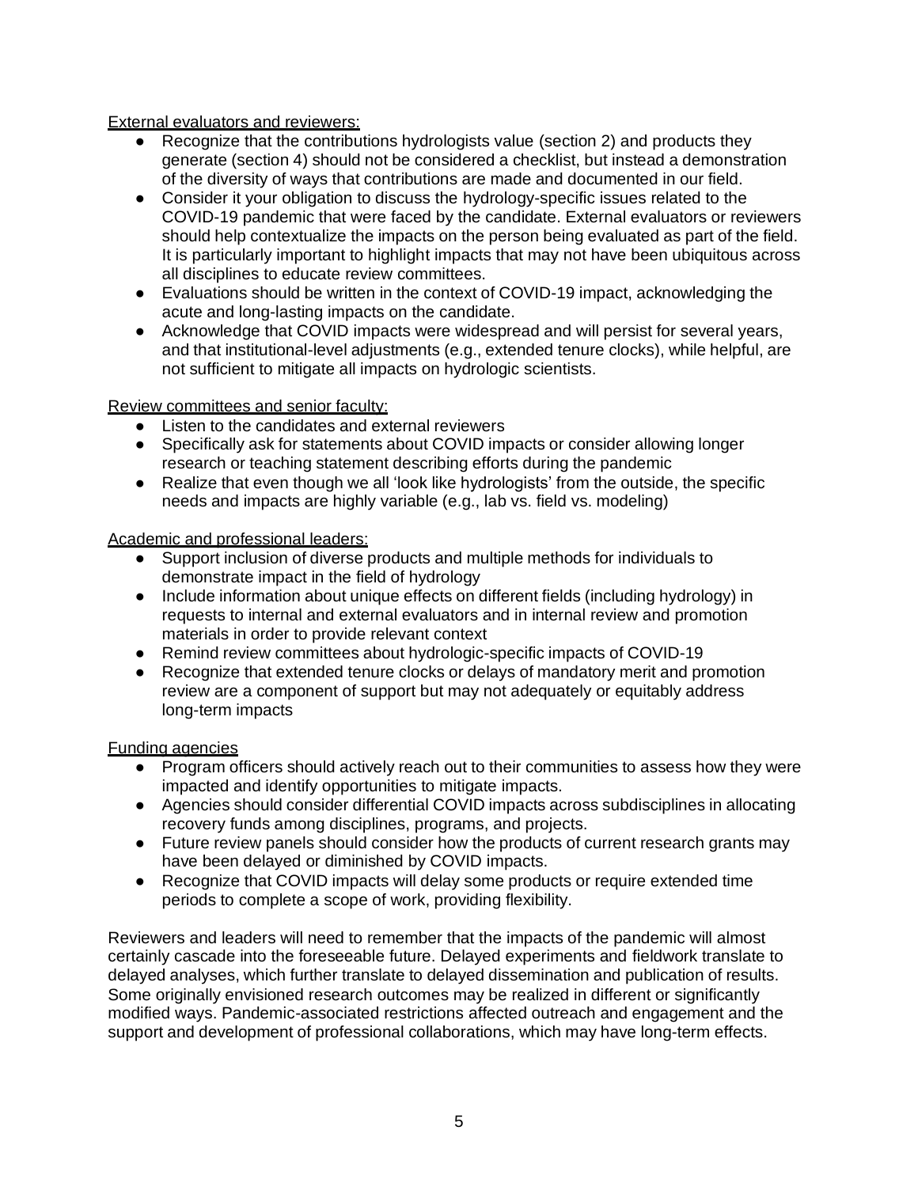<u>External evaluators and reviewers:</u>

- Recognize that the contributions hydrologists value (section 2) and products they generate (section 4) should not be considered a checklist, but instead a demonstration of the diversity of ways that contributions are made and documented in our field.
- Consider it your obligation to discuss the hydrology-specific issues related to the COVID-19 pandemic that were faced by the candidate. External evaluators or reviewers should help contextualize the impacts on the person being evaluated as part of the field. It is particularly important to highlight impacts that may not have been ubiquitous across all disciplines to educate review committees.
- Evaluations should be written in the context of COVID-19 impact, acknowledging the acute and long-lasting impacts on the candidate.
- Acknowledge that COVID impacts were widespread and will persist for several years, and that institutional-level adjustments (e.g., extended tenure clocks), while helpful, are not sufficient to mitigate all impacts on hydrologic scientists.

<u>Review committees and senior faculty:</u>

- Listen to the candidates and external reviewers
- Specifically ask for statements about COVID impacts or consider allowing longer research or teaching statement describing efforts during the pandemic
- Realize that even though we all 'look like hydrologists' from the outside, the specific needs and impacts are highly variable (e.g., lab vs. field vs. modeling)

<u>Academic and professional leaders:</u>

- Support inclusion of diverse products and multiple methods for individuals to demonstrate impact in the field of hydrology
- Include information about unique effects on different fields (including hydrology) in requests to internal and external evaluators and in internal review and promotion materials in order to provide relevant context
- Remind review committees about hydrologic-specific impacts of COVID-19
- Recognize that extended tenure clocks or delays of mandatory merit and promotion review are a component of support but may not adequately or equitably address long-term impacts

<u>Funding agencies</u>

- Program officers should actively reach out to their communities to assess how they were impacted and identify opportunities to mitigate impacts.
- Agencies should consider differential COVID impacts across subdisciplines in allocating recovery funds among disciplines, programs, and projects.
- Future review panels should consider how the products of current research grants may have been delayed or diminished by COVID impacts.
- Recognize that COVID impacts will delay some products or require extended time periods to complete a scope of work, providing flexibility.

Reviewers and leaders will need to remember that the impacts of the pandemic will almost certainly cascade into the foreseeable future. Delayed experiments and fieldwork translate to delayed analyses, which further translate to delayed dissemination and publication of results. Some originally envisioned research outcomes may be realized in different or significantly modified ways. Pandemic-associated restrictions affected outreach and engagement and the support and development of professional collaborations, which may have long-term effects.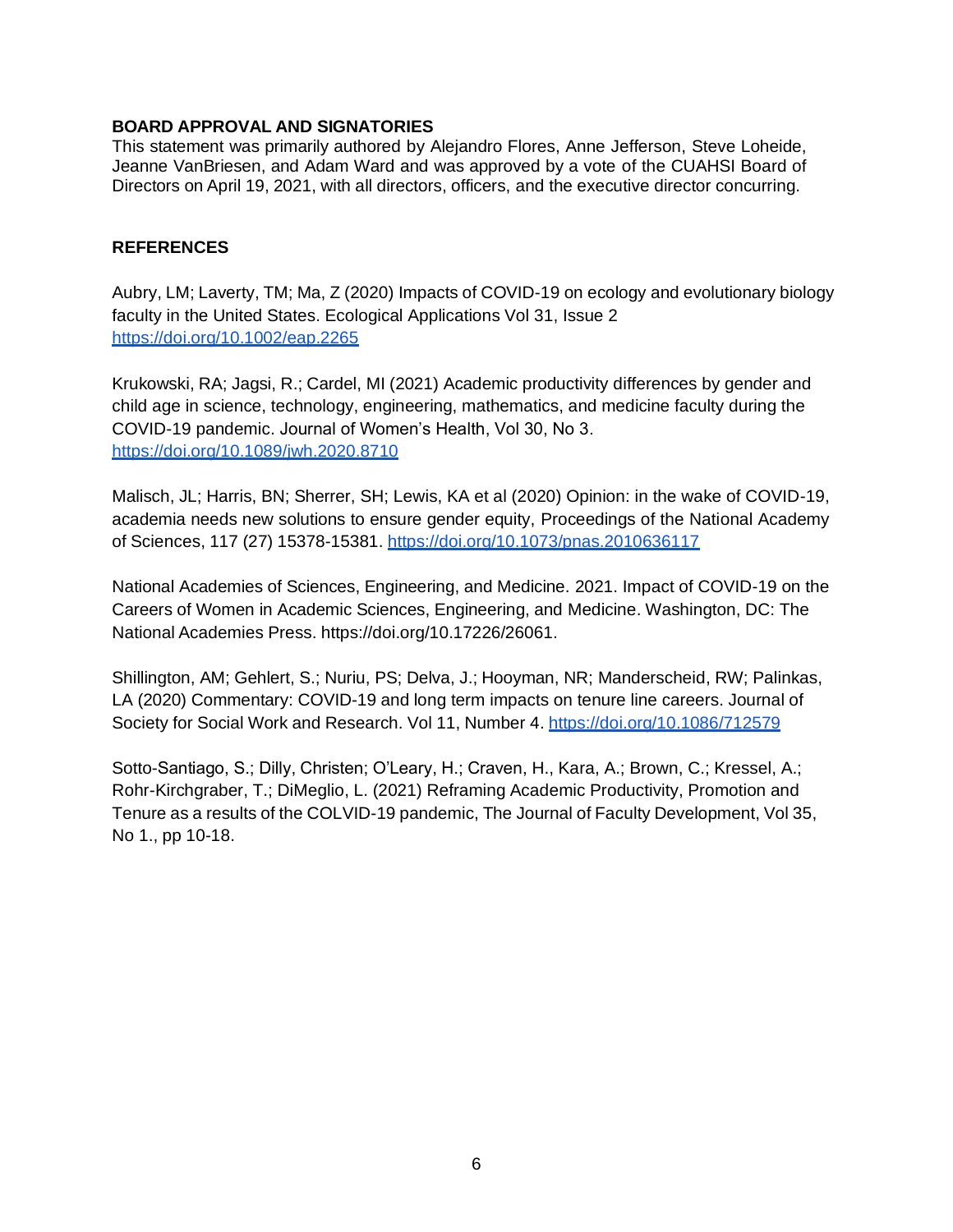**BOARD APPROVAL AND SIGNATORIES**

This statement was primarily authored by Alejandro Flores, Anne Jefferson, Steve Loheide, Jeanne VanBriesen, and Adam Ward and was approved by a vote of the CUAHSI Board of Directors on April 19, 2021, with all directors, officers, and the executive director concurring.

**REFERENCES**

Aubry, LM; Laverty, TM; Ma, Z (2020) Impacts of COVID-19 on ecology and evolutionary biology faculty in the United States. Ecological Applications Vol 31, Issue 2 https://doi.org/10.1002/eap.2265

Krukowski, RA; Jagsi, R.; Cardel, MI (2021) Academic productivity differences by gender and child age in science, technology, engineering, mathematics, and medicine faculty during the COVID-19 pandemic. Journal of Women's Health, Vol 30, No 3. https://doi.org/10.1089/jwh.2020.8710

Malisch, JL; Harris, BN; Sherrer, SH; Lewis, KA et al (2020) Opinion: in the wake of COVID-19, academia needs new solutions to ensure gender equity, Proceedings of the National Academy of Sciences, 117 (27) 15378-15381. https://doi.org/10.1073/pnas.2010636117

National Academies of Sciences, Engineering, and Medicine. 2021. Impact of COVID-19 on the Careers of Women in Academic Sciences, Engineering, and Medicine. Washington, DC: The National Academies Press. https://doi.org/10.17226/26061.

Shillington, AM; Gehlert, S.; Nuriu, PS; Delva, J.; Hooyman, NR; Manderscheid, RW; Palinkas, LA (2020) Commentary: COVID-19 and long term impacts on tenure line careers. Journal of Society for Social Work and Research. Vol 11, Number 4. https://doi.org/10.1086/712579

Sotto-Santiago, S.; Dilly, Christen; O'Leary, H.; Craven, H., Kara, A.; Brown, C.; Kressel, A.; Rohr-Kirchgraber, T.; DiMeglio, L. (2021) Reframing Academic Productivity, Promotion and Tenure as a results of the COLVID-19 pandemic, The Journal of Faculty Development, Vol 35, No 1., pp 10-18.